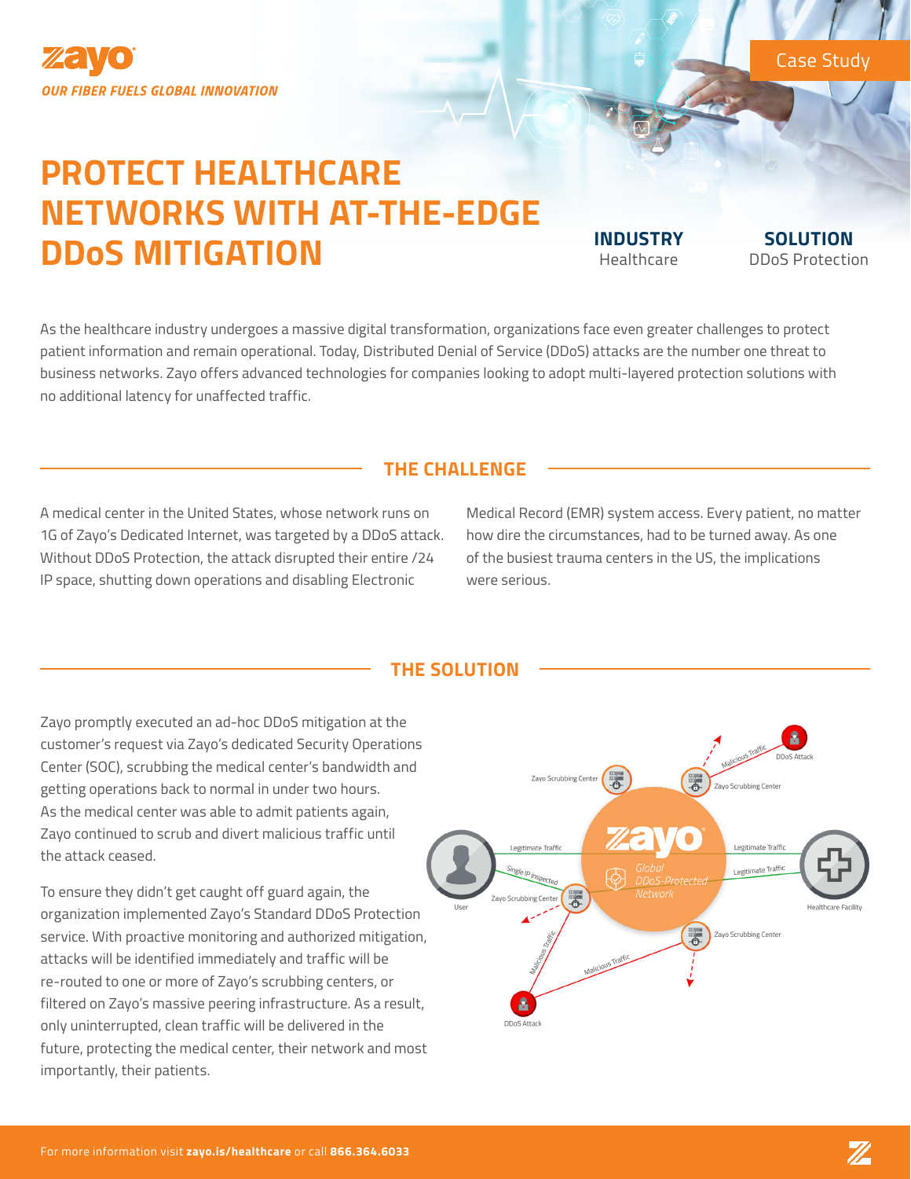zayo

*OUR FIBER FUELS GLOBAL INNOVATION*

Case Study

# PROTECT HEALTHCARE NETWORKS WITH AT-THE-EDGE DDoS MITIGATION

**INDUSTRY**
Healthcare

**SOLUTION**
DDoS Protection

As the healthcare industry undergoes a massive digital transformation, organizations face even greater challenges to protect patient information and remain operational. Today, Distributed Denial of Service (DDoS) attacks are the number one threat to business networks. Zayo offers advanced technologies for companies looking to adopt multi-layered protection solutions with no additional latency for unaffected traffic.

## THE CHALLENGE

A medical center in the United States, whose network runs on 1G of Zayo's Dedicated Internet, was targeted by a DDoS attack. Without DDoS Protection, the attack disrupted their entire /24 IP space, shutting down operations and disabling Electronic Medical Record (EMR) system access. Every patient, no matter how dire the circumstances, had to be turned away. As one of the busiest trauma centers in the US, the implications were serious.

## THE SOLUTION

Zayo promptly executed an ad-hoc DDoS mitigation at the customer's request via Zayo's dedicated Security Operations Center (SOC), scrubbing the medical center's bandwidth and getting operations back to normal in under two hours. As the medical center was able to admit patients again, Zayo continued to scrub and divert malicious traffic until the attack ceased.

To ensure they didn't get caught off guard again, the organization implemented Zayo's Standard DDoS Protection service. With proactive monitoring and authorized mitigation, attacks will be identified immediately and traffic will be re-routed to one or more of Zayo's scrubbing centers, or filtered on Zayo's massive peering infrastructure. As a result, only uninterrupted, clean traffic will be delivered in the future, protecting the medical center, their network and most importantly, their patients.

For more information visit **zayo.is/healthcare** or call **866.364.6033**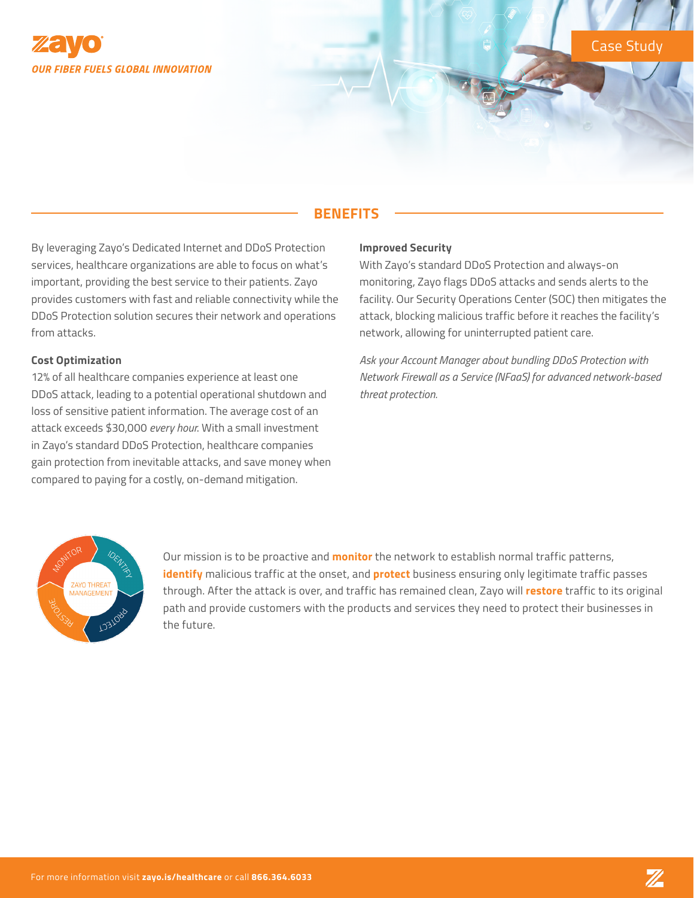## BENEFITS

By leveraging Zayo's Dedicated Internet and DDoS Protection services, healthcare organizations are able to focus on what's important, providing the best service to their patients. Zayo provides customers with fast and reliable connectivity while the DDoS Protection solution secures their network and operations from attacks.

**Cost Optimization**

12% of all healthcare companies experience at least one DDoS attack, leading to a potential operational shutdown and loss of sensitive patient information. The average cost of an attack exceeds $30,000 *every hour*. With a small investment in Zayo's standard DDoS Protection, healthcare companies gain protection from inevitable attacks, and save money when compared to paying for a costly, on-demand mitigation.

**Improved Security**

With Zayo's standard DDoS Protection and always-on monitoring, Zayo flags DDoS attacks and sends alerts to the facility. Our Security Operations Center (SOC) then mitigates the attack, blocking malicious traffic before it reaches the facility's network, allowing for uninterrupted patient care.

*Ask your Account Manager about bundling DDoS Protection with Network Firewall as a Service (NFaaS) for advanced network-based threat protection.*

MONITOR
IDENTIFY
PROTECT
RESTORE
ZAYO THREAT MANAGEMENT

Our mission is to be proactive and **monitor** the network to establish normal traffic patterns, **identify** malicious traffic at the onset, and **protect** business ensuring only legitimate traffic passes through. After the attack is over, and traffic has remained clean, Zayo will **restore** traffic to its original path and provide customers with the products and services they need to protect their businesses in the future.

For more information visit **zayo.is/healthcare** or call **866.364.6033**